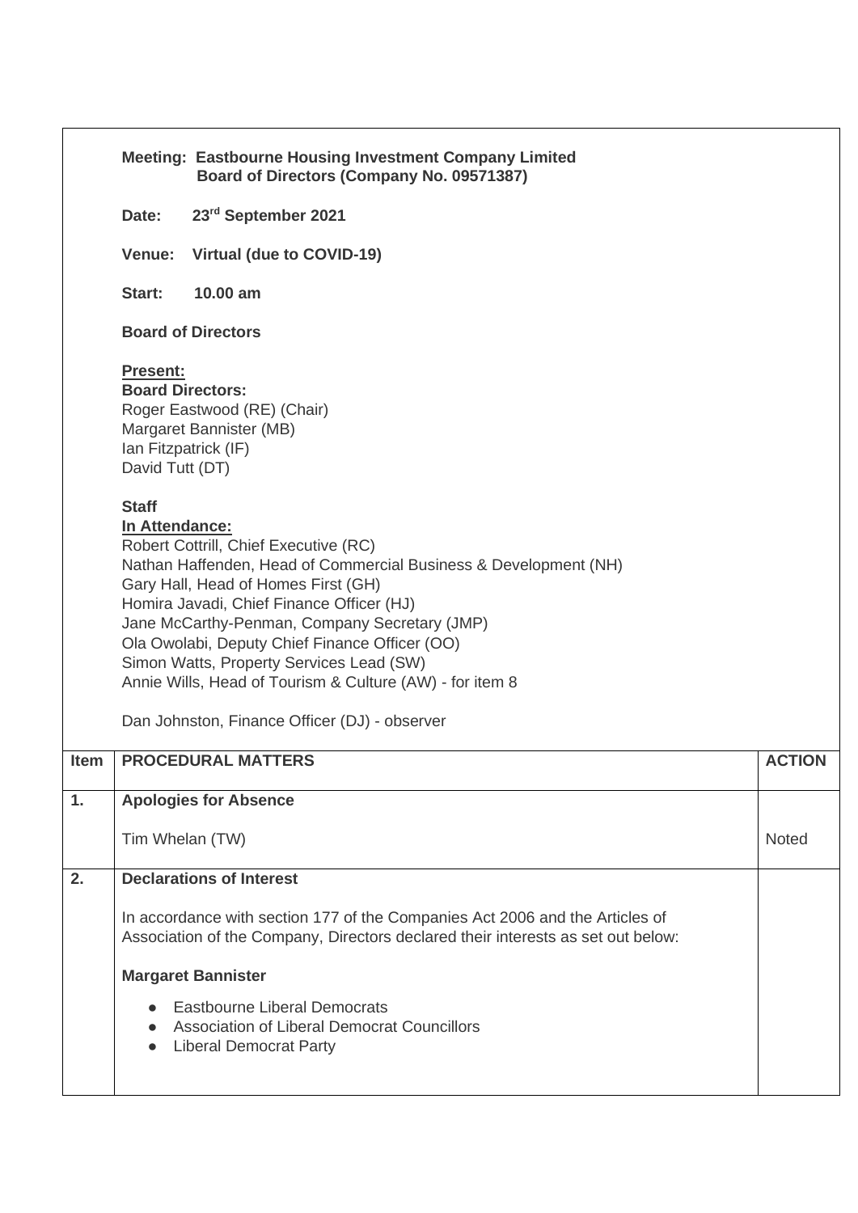**Meeting: Eastbourne Housing Investment Company Limited Board of Directors (Company No. 09571387)**

**Date:** 23rd September 2021

**Venue:** Virtual (due to COVID-19)

**Start:** 10.00 am

**Board of Directors**

**Present:**

**Board Directors:**

Roger Eastwood (RE) (Chair)
Margaret Bannister (MB)
Ian Fitzpatrick (IF)
David Tutt (DT)

**Staff**

**In Attendance:**

Robert Cottrill, Chief Executive (RC)
Nathan Haffenden, Head of Commercial Business & Development (NH)
Gary Hall, Head of Homes First (GH)
Homira Javadi, Chief Finance Officer (HJ)
Jane McCarthy-Penman, Company Secretary (JMP)
Ola Owolabi, Deputy Chief Finance Officer (OO)
Simon Watts, Property Services Lead (SW)
Annie Wills, Head of Tourism & Culture (AW) - for item 8

Dan Johnston, Finance Officer (DJ) - observer

| Item | PROCEDURAL MATTERS | ACTION |
|---|---|---|
| 1. | **Apologies for Absence**<br><br>Tim Whelan (TW) | Noted |
| 2. | **Declarations of Interest**<br><br>In accordance with section 177 of the Companies Act 2006 and the Articles of Association of the Company, Directors declared their interests as set out below:<br><br>**Margaret Bannister**<br><br>● Eastbourne Liberal Democrats<br>● Association of Liberal Democrat Councillors<br>● Liberal Democrat Party | |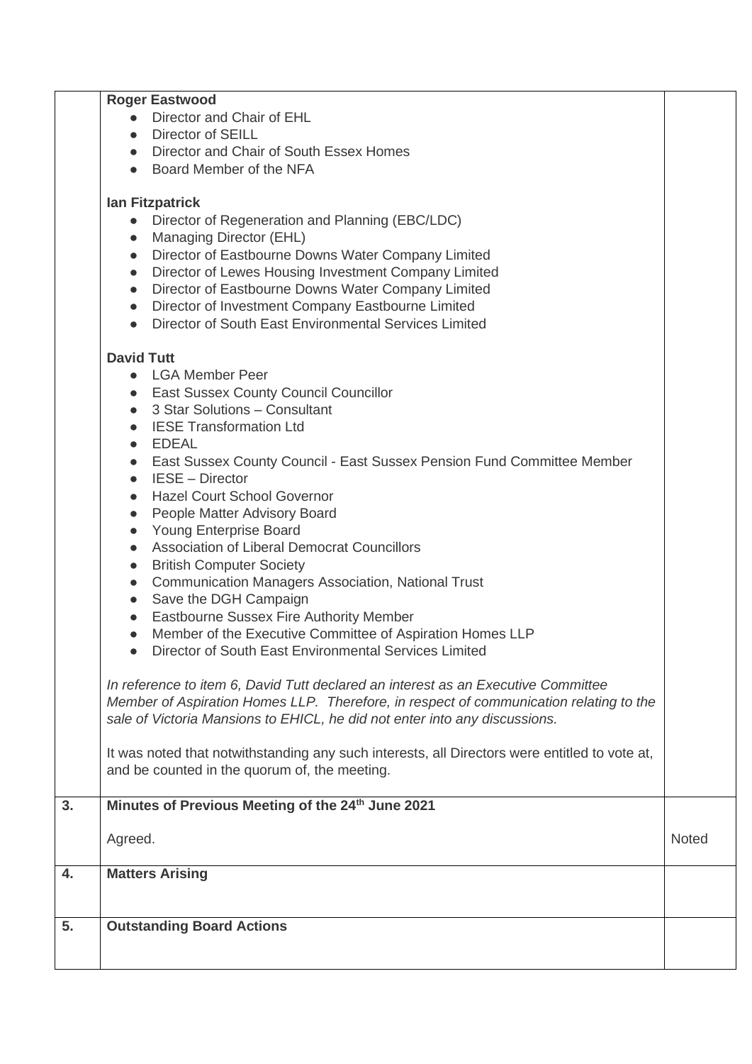| | | |
|---|---|---|
| | **Roger Eastwood**<br>● Director and Chair of EHL<br>● Director of SEILL<br>● Director and Chair of South Essex Homes<br>● Board Member of the NFA<br><br>**Ian Fitzpatrick**<br>● Director of Regeneration and Planning (EBC/LDC)<br>● Managing Director (EHL)<br>● Director of Eastbourne Downs Water Company Limited<br>● Director of Lewes Housing Investment Company Limited<br>● Director of Eastbourne Downs Water Company Limited<br>● Director of Investment Company Eastbourne Limited<br>● Director of South East Environmental Services Limited<br><br>**David Tutt**<br>● LGA Member Peer<br>● East Sussex County Council Councillor<br>● 3 Star Solutions – Consultant<br>● IESE Transformation Ltd<br>● EDEAL<br>● East Sussex County Council - East Sussex Pension Fund Committee Member<br>● IESE – Director<br>● Hazel Court School Governor<br>● People Matter Advisory Board<br>● Young Enterprise Board<br>● Association of Liberal Democrat Councillors<br>● British Computer Society<br>● Communication Managers Association, National Trust<br>● Save the DGH Campaign<br>● Eastbourne Sussex Fire Authority Member<br>● Member of the Executive Committee of Aspiration Homes LLP<br>● Director of South East Environmental Services Limited<br><br>*In reference to item 6, David Tutt declared an interest as an Executive Committee Member of Aspiration Homes LLP. Therefore, in respect of communication relating to the sale of Victoria Mansions to EHICL, he did not enter into any discussions.*<br><br>It was noted that notwithstanding any such interests, all Directors were entitled to vote at, and be counted in the quorum of, the meeting. | |
| **3.** | **Minutes of Previous Meeting of the 24th June 2021**<br><br>Agreed. | Noted |
| **4.** | **Matters Arising** | |
| **5.** | **Outstanding Board Actions** | |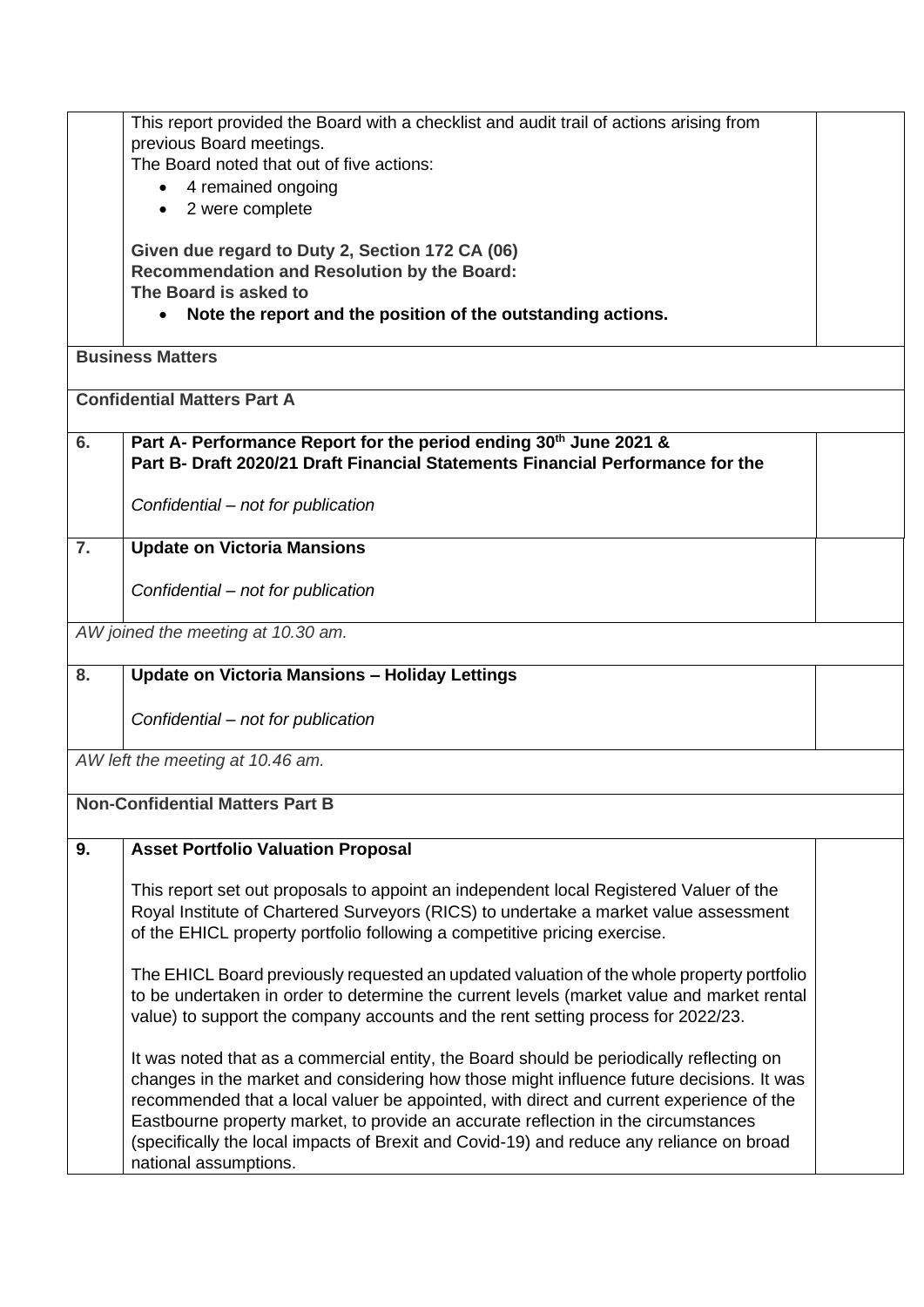| | | |
|---|---|---|
| | This report provided the Board with a checklist and audit trail of actions arising from previous Board meetings.<br>The Board noted that out of five actions:<br>• 4 remained ongoing<br>• 2 were complete<br><br>**Given due regard to Duty 2, Section 172 CA (06)**<br>**Recommendation and Resolution by the Board:**<br>**The Board is asked to**<br>• **Note the report and the position of the outstanding actions.** | |
| **Business Matters** | | |
| **Confidential Matters Part A** | | |
| **6.** | **Part A- Performance Report for the period ending 30th June 2021 &**<br>**Part B- Draft 2020/21 Draft Financial Statements Financial Performance for the**<br><br>*Confidential – not for publication* | |
| **7.** | **Update on Victoria Mansions**<br><br>*Confidential – not for publication* | |
| *AW joined the meeting at 10.30 am.* | | |
| **8.** | **Update on Victoria Mansions – Holiday Lettings**<br><br>*Confidential – not for publication* | |
| *AW left the meeting at 10.46 am.* | | |
| **Non-Confidential Matters Part B** | | |
| **9.** | **Asset Portfolio Valuation Proposal**<br><br>This report set out proposals to appoint an independent local Registered Valuer of the Royal Institute of Chartered Surveyors (RICS) to undertake a market value assessment of the EHICL property portfolio following a competitive pricing exercise.<br><br>The EHICL Board previously requested an updated valuation of the whole property portfolio to be undertaken in order to determine the current levels (market value and market rental value) to support the company accounts and the rent setting process for 2022/23.<br><br>It was noted that as a commercial entity, the Board should be periodically reflecting on changes in the market and considering how those might influence future decisions. It was recommended that a local valuer be appointed, with direct and current experience of the Eastbourne property market, to provide an accurate reflection in the circumstances (specifically the local impacts of Brexit and Covid-19) and reduce any reliance on broad national assumptions. | |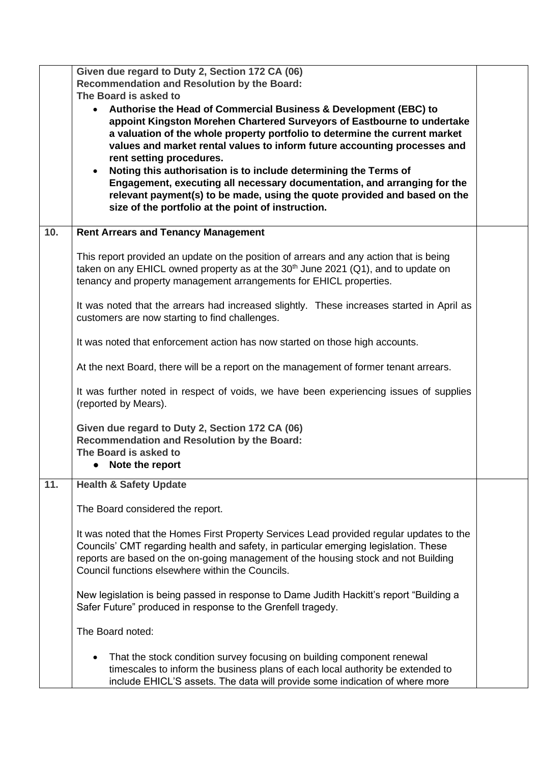| | | |
|---|---|---|
| | **Given due regard to Duty 2, Section 172 CA (06)**<br>**Recommendation and Resolution by the Board:**<br>**The Board is asked to**<br>• **Authorise the Head of Commercial Business & Development (EBC) to appoint Kingston Morehen Chartered Surveyors of Eastbourne to undertake a valuation of the whole property portfolio to determine the current market values and market rental values to inform future accounting processes and rent setting procedures.**<br>• **Noting this authorisation is to include determining the Terms of Engagement, executing all necessary documentation, and arranging for the relevant payment(s) to be made, using the quote provided and based on the size of the portfolio at the point of instruction.** | |
| **10.** | **Rent Arrears and Tenancy Management**<br><br>This report provided an update on the position of arrears and any action that is being taken on any EHICL owned property as at the 30th June 2021 (Q1), and to update on tenancy and property management arrangements for EHICL properties.<br><br>It was noted that the arrears had increased slightly. These increases started in April as customers are now starting to find challenges.<br><br>It was noted that enforcement action has now started on those high accounts.<br><br>At the next Board, there will be a report on the management of former tenant arrears.<br><br>It was further noted in respect of voids, we have been experiencing issues of supplies (reported by Mears).<br><br>**Given due regard to Duty 2, Section 172 CA (06)**<br>**Recommendation and Resolution by the Board:**<br>**The Board is asked to**<br>• **Note the report** | |
| **11.** | **Health & Safety Update**<br><br>The Board considered the report.<br><br>It was noted that the Homes First Property Services Lead provided regular updates to the Councils' CMT regarding health and safety, in particular emerging legislation. These reports are based on the on-going management of the housing stock and not Building Council functions elsewhere within the Councils.<br><br>New legislation is being passed in response to Dame Judith Hackitt's report "Building a Safer Future" produced in response to the Grenfell tragedy.<br><br>The Board noted:<br><br>• That the stock condition survey focusing on building component renewal timescales to inform the business plans of each local authority be extended to include EHICL'S assets. The data will provide some indication of where more | |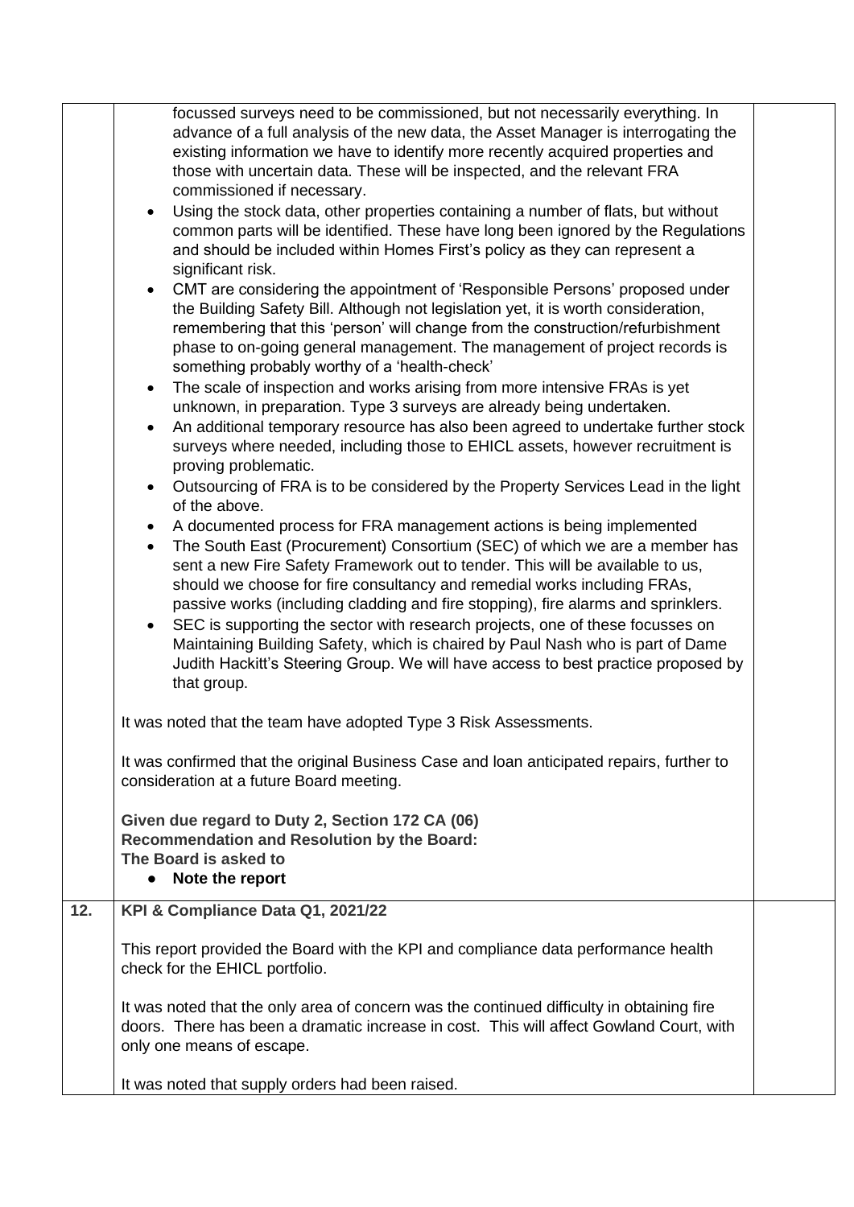| | | |
|---|---|---|
| | focussed surveys need to be commissioned, but not necessarily everything. In advance of a full analysis of the new data, the Asset Manager is interrogating the existing information we have to identify more recently acquired properties and those with uncertain data. These will be inspected, and the relevant FRA commissioned if necessary.<br>• Using the stock data, other properties containing a number of flats, but without common parts will be identified. These have long been ignored by the Regulations and should be included within Homes First's policy as they can represent a significant risk.<br>• CMT are considering the appointment of 'Responsible Persons' proposed under the Building Safety Bill. Although not legislation yet, it is worth consideration, remembering that this 'person' will change from the construction/refurbishment phase to on-going general management. The management of project records is something probably worthy of a 'health-check'<br>• The scale of inspection and works arising from more intensive FRAs is yet unknown, in preparation. Type 3 surveys are already being undertaken.<br>• An additional temporary resource has also been agreed to undertake further stock surveys where needed, including those to EHICL assets, however recruitment is proving problematic.<br>• Outsourcing of FRA is to be considered by the Property Services Lead in the light of the above.<br>• A documented process for FRA management actions is being implemented<br>• The South East (Procurement) Consortium (SEC) of which we are a member has sent a new Fire Safety Framework out to tender. This will be available to us, should we choose for fire consultancy and remedial works including FRAs, passive works (including cladding and fire stopping), fire alarms and sprinklers.<br>• SEC is supporting the sector with research projects, one of these focusses on Maintaining Building Safety, which is chaired by Paul Nash who is part of Dame Judith Hackitt's Steering Group. We will have access to best practice proposed by that group.<br><br>It was noted that the team have adopted Type 3 Risk Assessments.<br><br>It was confirmed that the original Business Case and loan anticipated repairs, further to consideration at a future Board meeting.<br><br>**Given due regard to Duty 2, Section 172 CA (06)**<br>**Recommendation and Resolution by the Board:**<br>**The Board is asked to**<br>• **Note the report** | |
| **12.** | **KPI & Compliance Data Q1, 2021/22**<br><br>This report provided the Board with the KPI and compliance data performance health check for the EHICL portfolio.<br><br>It was noted that the only area of concern was the continued difficulty in obtaining fire doors. There has been a dramatic increase in cost. This will affect Gowland Court, with only one means of escape.<br><br>It was noted that supply orders had been raised. | |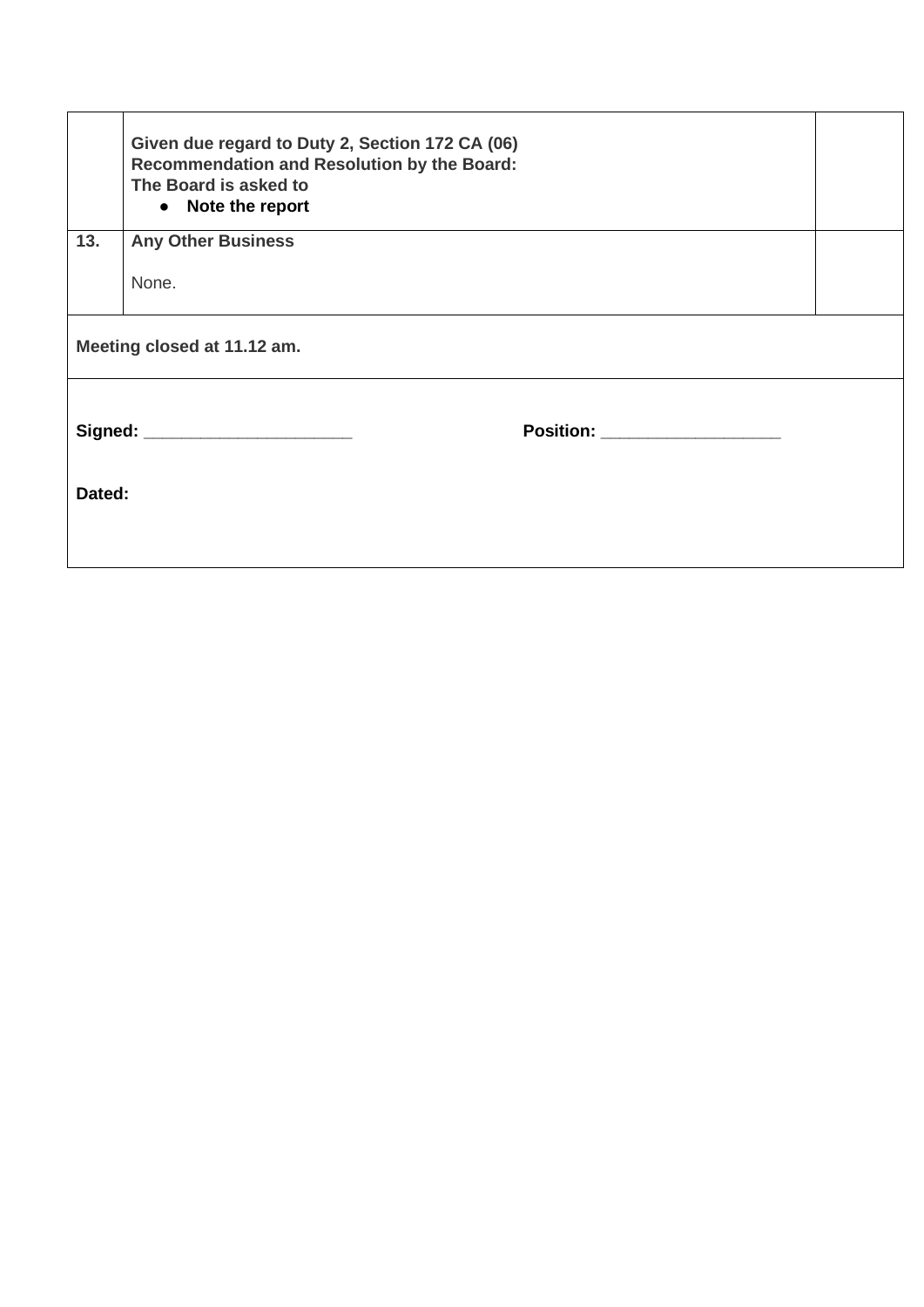| | | |
|---|---|---|
| | **Given due regard to Duty 2, Section 172 CA (06)**<br>**Recommendation and Resolution by the Board:**<br>**The Board is asked to**<br>● **Note the report** | |
| **13.** | **Any Other Business**<br><br>None. | |
| **Meeting closed at 11.12 am.** | | |
| **Signed:** ______________________ **Position:** ___________________<br><br>**Dated:** | | |